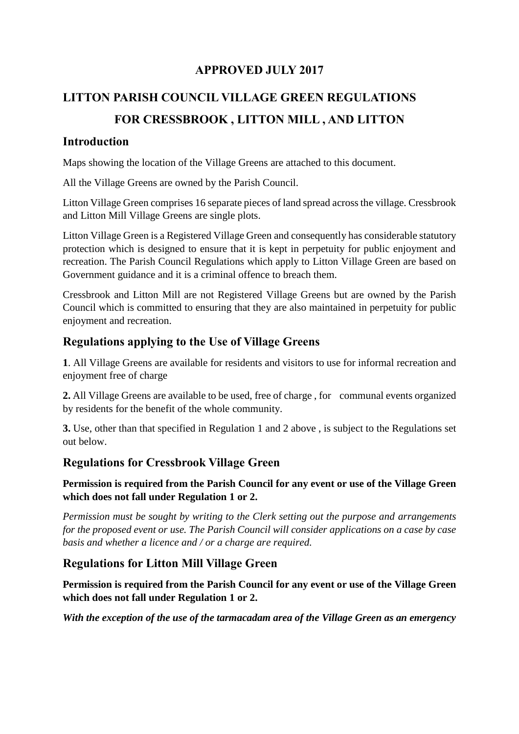**APPROVED JULY 2017**

# LITTON PARISH COUNCIL VILLAGE GREEN REGULATIONS
# FOR CRESSBROOK , LITTON MILL , AND LITTON

## Introduction

Maps showing the location of the Village Greens are attached to this document.

All the Village Greens are owned by the Parish Council.

Litton Village Green comprises 16 separate pieces of land spread across the village. Cressbrook and Litton Mill Village Greens are single plots.

Litton Village Green is a Registered Village Green and consequently has considerable statutory protection which is designed to ensure that it is kept in perpetuity for public enjoyment and recreation. The Parish Council Regulations which apply to Litton Village Green are based on Government guidance and it is a criminal offence to breach them.

Cressbrook and Litton Mill are not Registered Village Greens but are owned by the Parish Council which is committed to ensuring that they are also maintained in perpetuity for public enjoyment and recreation.

## Regulations applying to the Use of Village Greens

**1**. All Village Greens are available for residents and visitors to use for informal recreation and enjoyment free of charge

**2.** All Village Greens are available to be used, free of charge , for communal events organized by residents for the benefit of the whole community.

**3.** Use, other than that specified in Regulation 1 and 2 above , is subject to the Regulations set out below.

## Regulations for Cressbrook Village Green

**Permission is required from the Parish Council for any event or use of the Village Green which does not fall under Regulation 1 or 2.**

*Permission must be sought by writing to the Clerk setting out the purpose and arrangements for the proposed event or use. The Parish Council will consider applications on a case by case basis and whether a licence and / or a charge are required.*

## Regulations for Litton Mill Village Green

**Permission is required from the Parish Council for any event or use of the Village Green which does not fall under Regulation 1 or 2.**

***With the exception of the use of the tarmacadam area of the Village Green as an emergency***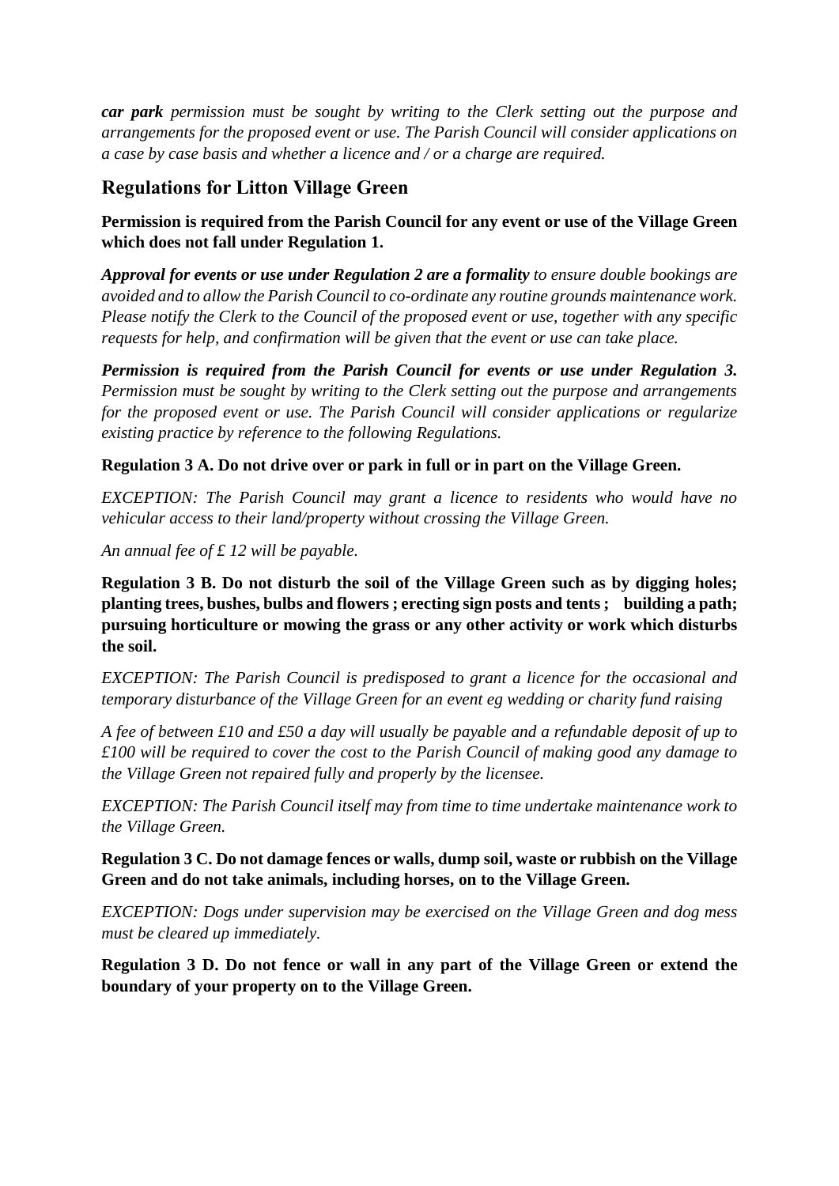***car park** permission must be sought by writing to the Clerk setting out the purpose and arrangements for the proposed event or use. The Parish Council will consider applications on a case by case basis and whether a licence and / or a charge are required.*

## Regulations for Litton Village Green

**Permission is required from the Parish Council for any event or use of the Village Green which does not fall under Regulation 1.**

***Approval for events or use under Regulation 2 are a formality** to ensure double bookings are avoided and to allow the Parish Council to co-ordinate any routine grounds maintenance work. Please notify the Clerk to the Council of the proposed event or use, together with any specific requests for help, and confirmation will be given that the event or use can take place.*

***Permission is required from the Parish Council for events or use under Regulation 3.** Permission must be sought by writing to the Clerk setting out the purpose and arrangements for the proposed event or use. The Parish Council will consider applications or regularize existing practice by reference to the following Regulations.*

**Regulation 3 A. Do not drive over or park in full or in part on the Village Green.**

*EXCEPTION: The Parish Council may grant a licence to residents who would have no vehicular access to their land/property without crossing the Village Green.*

*An annual fee of £ 12 will be payable.*

**Regulation 3 B. Do not disturb the soil of the Village Green such as by digging holes; planting trees, bushes, bulbs and flowers ; erecting sign posts and tents ; building a path; pursuing horticulture or mowing the grass or any other activity or work which disturbs the soil.**

*EXCEPTION: The Parish Council is predisposed to grant a licence for the occasional and temporary disturbance of the Village Green for an event eg wedding or charity fund raising*

*A fee of between £10 and £50 a day will usually be payable and a refundable deposit of up to £100 will be required to cover the cost to the Parish Council of making good any damage to the Village Green not repaired fully and properly by the licensee.*

*EXCEPTION: The Parish Council itself may from time to time undertake maintenance work to the Village Green.*

**Regulation 3 C. Do not damage fences or walls, dump soil, waste or rubbish on the Village Green and do not take animals, including horses, on to the Village Green.**

*EXCEPTION: Dogs under supervision may be exercised on the Village Green and dog mess must be cleared up immediately.*

**Regulation 3 D. Do not fence or wall in any part of the Village Green or extend the boundary of your property on to the Village Green.**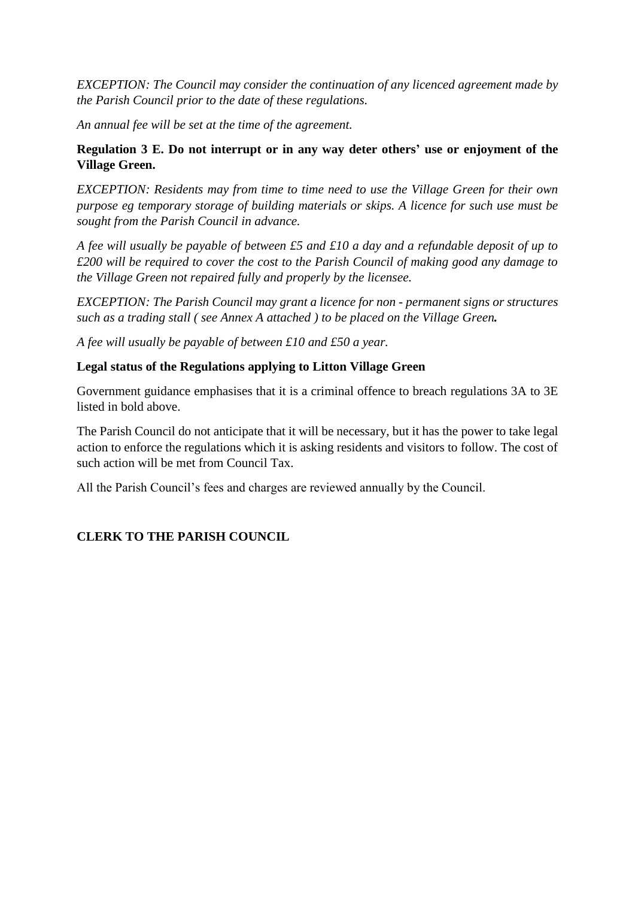*EXCEPTION: The Council may consider the continuation of any licenced agreement made by the Parish Council prior to the date of these regulations.*

*An annual fee will be set at the time of the agreement.*

**Regulation 3 E. Do not interrupt or in any way deter others' use or enjoyment of the Village Green.**

*EXCEPTION: Residents may from time to time need to use the Village Green for their own purpose eg temporary storage of building materials or skips. A licence for such use must be sought from the Parish Council in advance.*

*A fee will usually be payable of between £5 and £10 a day and a refundable deposit of up to £200 will be required to cover the cost to the Parish Council of making good any damage to the Village Green not repaired fully and properly by the licensee.*

*EXCEPTION: The Parish Council may grant a licence for non - permanent signs or structures such as a trading stall ( see Annex A attached ) to be placed on the Village Green.*

*A fee will usually be payable of between £10 and £50 a year.*

**Legal status of the Regulations applying to Litton Village Green**

Government guidance emphasises that it is a criminal offence to breach regulations 3A to 3E listed in bold above.

The Parish Council do not anticipate that it will be necessary, but it has the power to take legal action to enforce the regulations which it is asking residents and visitors to follow. The cost of such action will be met from Council Tax.

All the Parish Council's fees and charges are reviewed annually by the Council.

**CLERK TO THE PARISH COUNCIL**